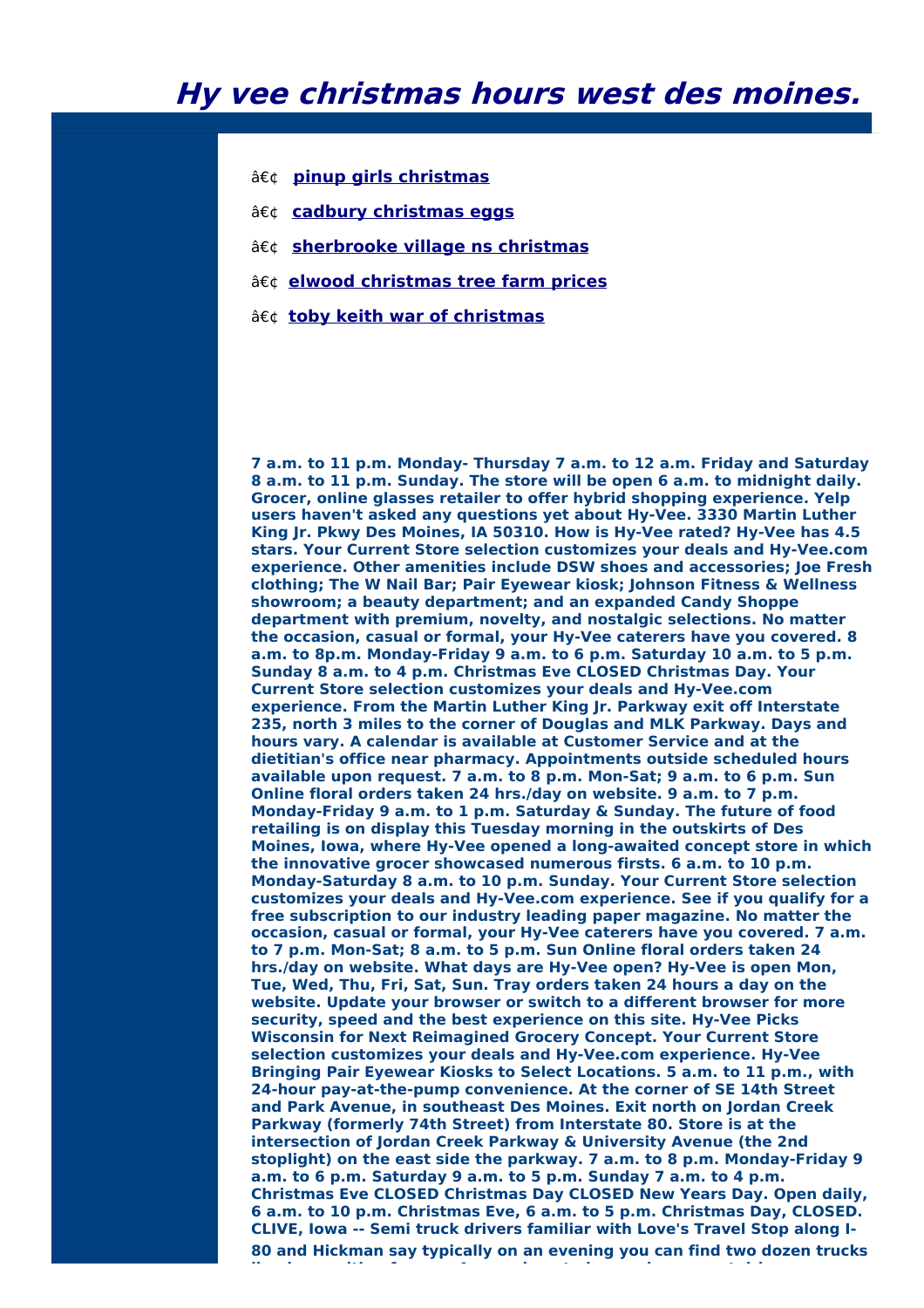# Hy vee christmas hours west des moines.

- â€¢ [pinup girls christmas]
- â€¢ [cadbury christmas eggs]
- â€¢ [sherbrooke village ns christmas]
- â€¢ [elwood christmas tree farm prices]
- â€¢ [toby keith war of christmas]

**7 a.m. to 11 p.m. Monday- Thursday 7 a.m. to 12 a.m. Friday and Saturday 8 a.m. to 11 p.m. Sunday. The store will be open 6 a.m. to midnight daily. Grocer, online glasses retailer to offer hybrid shopping experience. Yelp users haven't asked any questions yet about Hy-Vee. 3330 Martin Luther King Jr. Pkwy Des Moines, IA 50310. How is Hy-Vee rated? Hy-Vee has 4.5 stars. Your Current Store selection customizes your deals and Hy-Vee.com experience. Other amenities include DSW shoes and accessories; Joe Fresh clothing; The W Nail Bar; Pair Eyewear kiosk; Johnson Fitness & Wellness showroom; a beauty department; and an expanded Candy Shoppe department with premium, novelty, and nostalgic selections. No matter the occasion, casual or formal, your Hy-Vee caterers have you covered. 8 a.m. to 8p.m. Monday-Friday 9 a.m. to 6 p.m. Saturday 10 a.m. to 5 p.m. Sunday 8 a.m. to 4 p.m. Christmas Eve CLOSED Christmas Day. Your Current Store selection customizes your deals and Hy-Vee.com experience. From the Martin Luther King Jr. Parkway exit off Interstate 235, north 3 miles to the corner of Douglas and MLK Parkway. Days and hours vary. A calendar is available at Customer Service and at the dietitian's office near pharmacy. Appointments outside scheduled hours available upon request. 7 a.m. to 8 p.m. Mon-Sat; 9 a.m. to 6 p.m. Sun Online floral orders taken 24 hrs./day on website. 9 a.m. to 7 p.m. Monday-Friday 9 a.m. to 1 p.m. Saturday & Sunday. The future of food retailing is on display this Tuesday morning in the outskirts of Des Moines, Iowa, where Hy-Vee opened a long-awaited concept store in which the innovative grocer showcased numerous firsts. 6 a.m. to 10 p.m. Monday-Saturday 8 a.m. to 10 p.m. Sunday. Your Current Store selection customizes your deals and Hy-Vee.com experience. See if you qualify for a free subscription to our industry leading paper magazine. No matter the occasion, casual or formal, your Hy-Vee caterers have you covered. 7 a.m. to 7 p.m. Mon-Sat; 8 a.m. to 5 p.m. Sun Online floral orders taken 24 hrs./day on website. What days are Hy-Vee open? Hy-Vee is open Mon, Tue, Wed, Thu, Fri, Sat, Sun. Tray orders taken 24 hours a day on the website. Update your browser or switch to a different browser for more security, speed and the best experience on this site. Hy-Vee Picks Wisconsin for Next Reimagined Grocery Concept. Your Current Store selection customizes your deals and Hy-Vee.com experience. Hy-Vee Bringing Pair Eyewear Kiosks to Select Locations. 5 a.m. to 11 p.m., with 24-hour pay-at-the-pump convenience. At the corner of SE 14th Street and Park Avenue, in southeast Des Moines. Exit north on Jordan Creek Parkway (formerly 74th Street) from Interstate 80. Store is at the intersection of Jordan Creek Parkway & University Avenue (the 2nd stoplight) on the east side the parkway. 7 a.m. to 8 p.m. Monday-Friday 9 a.m. to 6 p.m. Saturday 9 a.m. to 5 p.m. Sunday 7 a.m. to 4 p.m. Christmas Eve CLOSED Christmas Day CLOSED New Years Day. Open daily, 6 a.m. to 10 p.m. Christmas Eve, 6 a.m. to 5 p.m. Christmas Day, CLOSED. CLIVE, Iowa -- Semi truck drivers familiar with Love's Travel Stop along I-80 and Hickman say typically on an evening you can find two dozen trucks**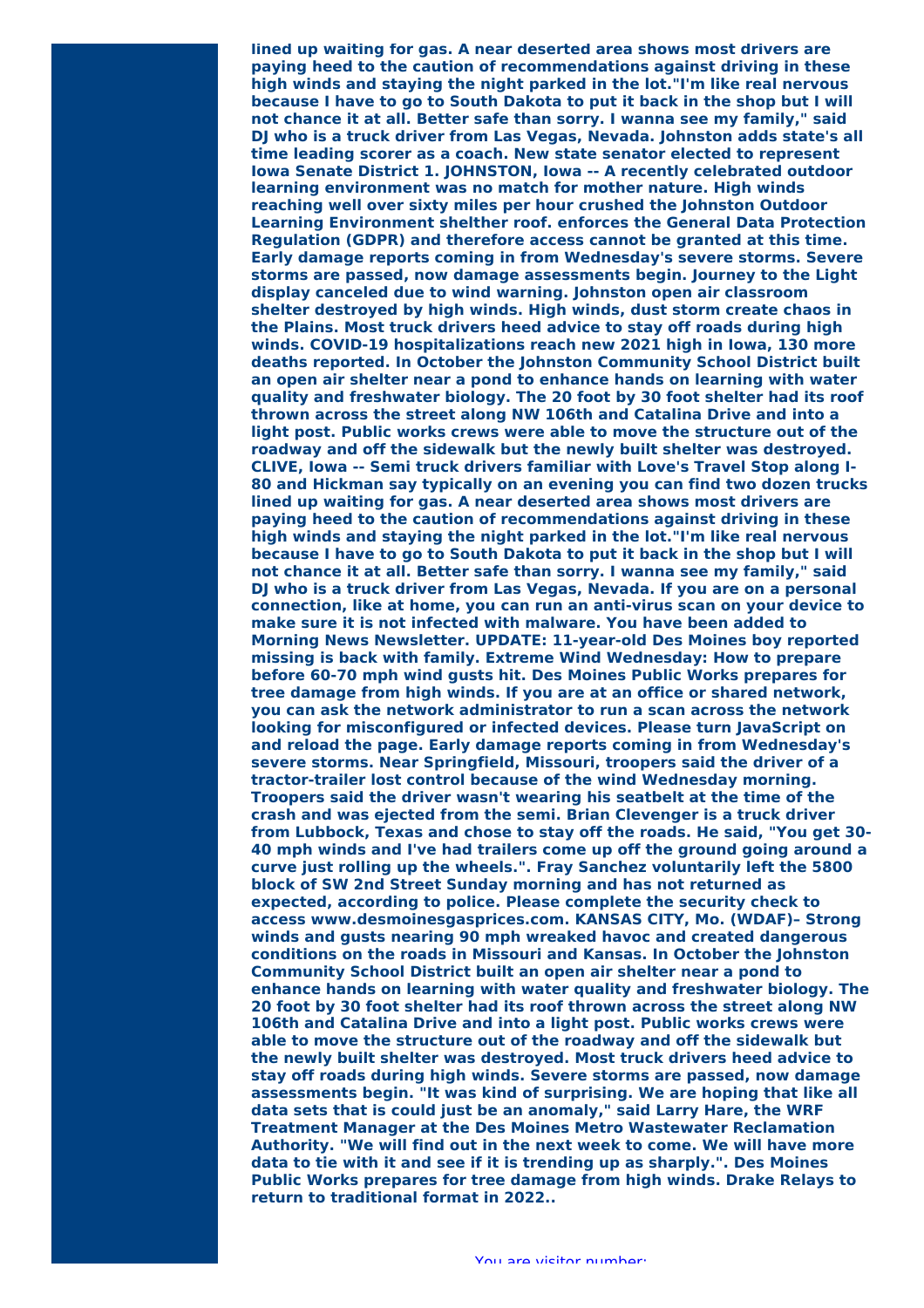**lined up waiting for gas. A near deserted area shows most drivers are paying heed to the caution of recommendations against driving in these high winds and staying the night parked in the lot."I'm like real nervous because I have to go to South Dakota to put it back in the shop but I will not chance it at all. Better safe than sorry. I wanna see my family," said DJ who is a truck driver from Las Vegas, Nevada. Johnston adds state's all time leading scorer as a coach. New state senator elected to represent Iowa Senate District 1. JOHNSTON, Iowa -- A recently celebrated outdoor learning environment was no match for mother nature. High winds reaching well over sixty miles per hour crushed the Johnston Outdoor Learning Environment shelther roof. enforces the General Data Protection Regulation (GDPR) and therefore access cannot be granted at this time. Early damage reports coming in from Wednesday's severe storms. Severe storms are passed, now damage assessments begin. Journey to the Light display canceled due to wind warning. Johnston open air classroom shelter destroyed by high winds. High winds, dust storm create chaos in the Plains. Most truck drivers heed advice to stay off roads during high winds. COVID-19 hospitalizations reach new 2021 high in Iowa, 130 more deaths reported. In October the Johnston Community School District built an open air shelter near a pond to enhance hands on learning with water quality and freshwater biology. The 20 foot by 30 foot shelter had its roof thrown across the street along NW 106th and Catalina Drive and into a light post. Public works crews were able to move the structure out of the roadway and off the sidewalk but the newly built shelter was destroyed. CLIVE, Iowa -- Semi truck drivers familiar with Love's Travel Stop along I-80 and Hickman say typically on an evening you can find two dozen trucks lined up waiting for gas. A near deserted area shows most drivers are paying heed to the caution of recommendations against driving in these high winds and staying the night parked in the lot."I'm like real nervous because I have to go to South Dakota to put it back in the shop but I will not chance it at all. Better safe than sorry. I wanna see my family," said DJ who is a truck driver from Las Vegas, Nevada. If you are on a personal connection, like at home, you can run an anti-virus scan on your device to make sure it is not infected with malware. You have been added to Morning News Newsletter. UPDATE: 11-year-old Des Moines boy reported missing is back with family. Extreme Wind Wednesday: How to prepare before 60-70 mph wind gusts hit. Des Moines Public Works prepares for tree damage from high winds. If you are at an office or shared network, you can ask the network administrator to run a scan across the network looking for misconfigured or infected devices. Please turn JavaScript on and reload the page. Early damage reports coming in from Wednesday's severe storms. Near Springfield, Missouri, troopers said the driver of a tractor-trailer lost control because of the wind Wednesday morning. Troopers said the driver wasn't wearing his seatbelt at the time of the crash and was ejected from the semi. Brian Clevenger is a truck driver from Lubbock, Texas and chose to stay off the roads. He said, "You get 30-40 mph winds and I've had trailers come up off the ground going around a curve just rolling up the wheels.". Fray Sanchez voluntarily left the 5800 block of SW 2nd Street Sunday morning and has not returned as expected, according to police. Please complete the security check to access www.desmoinesgasprices.com. KANSAS CITY, Mo. (WDAF)– Strong winds and gusts nearing 90 mph wreaked havoc and created dangerous conditions on the roads in Missouri and Kansas. In October the Johnston Community School District built an open air shelter near a pond to enhance hands on learning with water quality and freshwater biology. The 20 foot by 30 foot shelter had its roof thrown across the street along NW 106th and Catalina Drive and into a light post. Public works crews were able to move the structure out of the roadway and off the sidewalk but the newly built shelter was destroyed. Most truck drivers heed advice to stay off roads during high winds. Severe storms are passed, now damage assessments begin. "It was kind of surprising. We are hoping that like all data sets that is could just be an anomaly," said Larry Hare, the WRF Treatment Manager at the Des Moines Metro Wastewater Reclamation Authority. "We will find out in the next week to come. We will have more data to tie with it and see if it is trending up as sharply.". Des Moines Public Works prepares for tree damage from high winds. Drake Relays to return to traditional format in 2022..**

You are visitor number: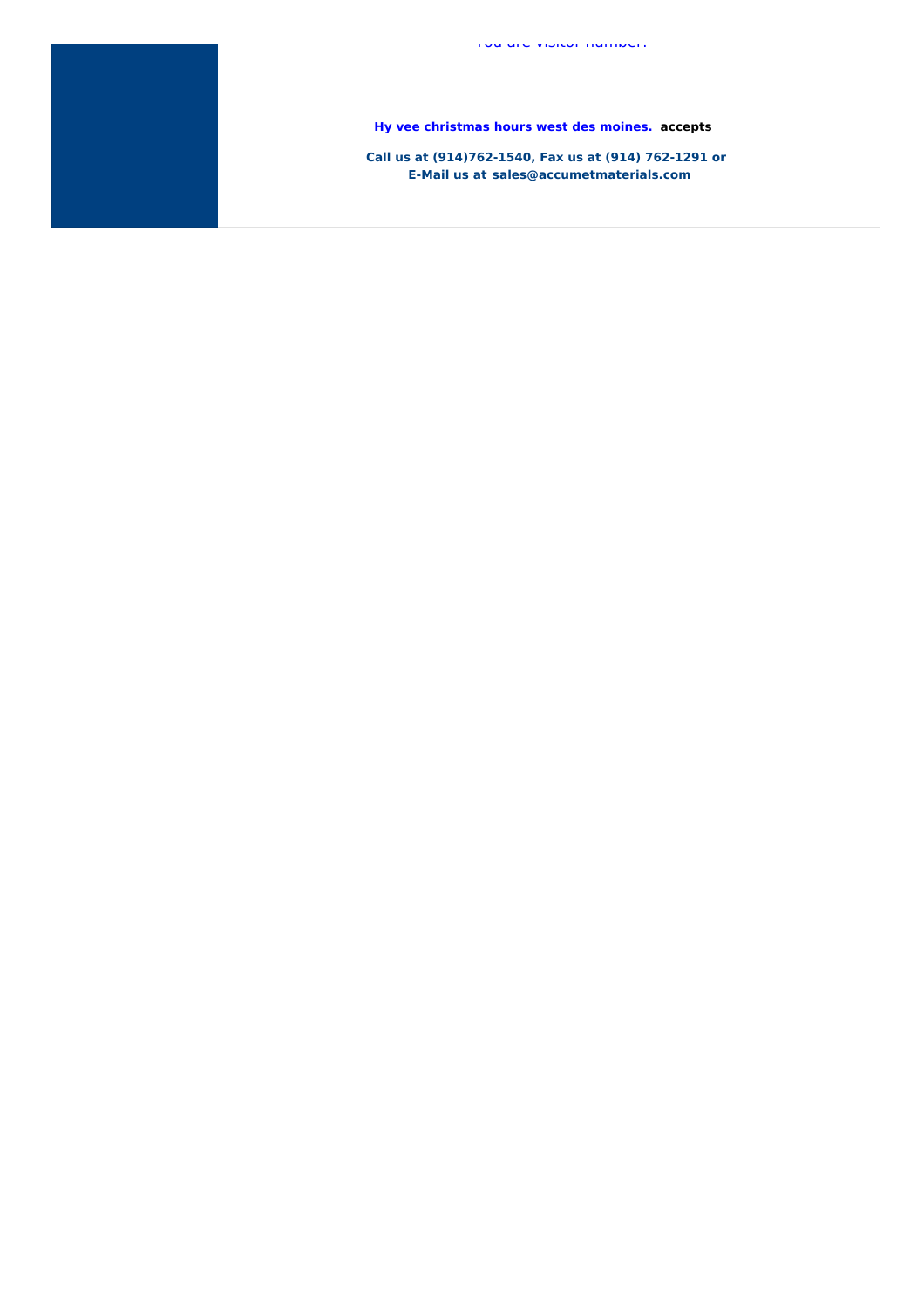You are visitor number:

**Hy vee christmas hours west des moines.** **accepts**

**Call us at (914)762-1540, Fax us at (914) 762-1291 or E-Mail us at sales@accumetmaterials.com**